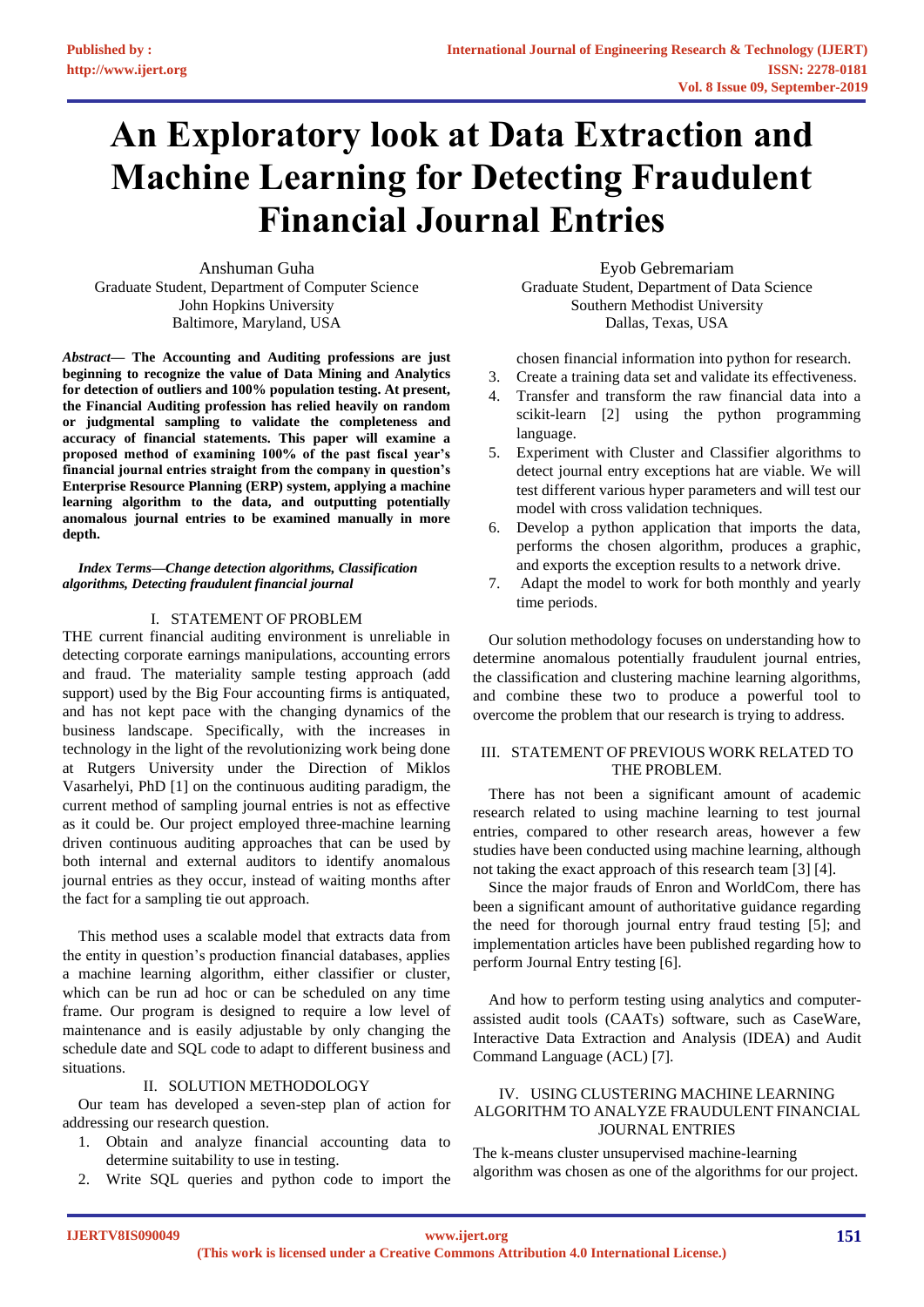# An Exploratory look at Data Extraction and Machine Learning for Detecting Fraudulent Financial Journal Entries

Anshuman Guha
Graduate Student, Department of Computer Science
John Hopkins University
Baltimore, Maryland, USA

Eyob Gebremariam
Graduate Student, Department of Data Science
Southern Methodist University
Dallas, Texas, USA

***Abstract*— The Accounting and Auditing professions are just beginning to recognize the value of Data Mining and Analytics for detection of outliers and 100% population testing. At present, the Financial Auditing profession has relied heavily on random or judgmental sampling to validate the completeness and accuracy of financial statements. This paper will examine a proposed method of examining 100% of the past fiscal year's financial journal entries straight from the company in question's Enterprise Resource Planning (ERP) system, applying a machine learning algorithm to the data, and outputting potentially anomalous journal entries to be examined manually in more depth.**

***Index Terms—Change detection algorithms, Classification algorithms, Detecting fraudulent financial journal***

## I. STATEMENT OF PROBLEM

THE current financial auditing environment is unreliable in detecting corporate earnings manipulations, accounting errors and fraud. The materiality sample testing approach (add support) used by the Big Four accounting firms is antiquated, and has not kept pace with the changing dynamics of the business landscape. Specifically, with the increases in technology in the light of the revolutionizing work being done at Rutgers University under the Direction of Miklos Vasarhelyi, PhD [1] on the continuous auditing paradigm, the current method of sampling journal entries is not as effective as it could be. Our project employed three-machine learning driven continuous auditing approaches that can be used by both internal and external auditors to identify anomalous journal entries as they occur, instead of waiting months after the fact for a sampling tie out approach.

This method uses a scalable model that extracts data from the entity in question's production financial databases, applies a machine learning algorithm, either classifier or cluster, which can be run ad hoc or can be scheduled on any time frame. Our program is designed to require a low level of maintenance and is easily adjustable by only changing the schedule date and SQL code to adapt to different business and situations.

## II. SOLUTION METHODOLOGY

Our team has developed a seven-step plan of action for addressing our research question.

1. Obtain and analyze financial accounting data to determine suitability to use in testing.
2. Write SQL queries and python code to import the chosen financial information into python for research.
3. Create a training data set and validate its effectiveness.
4. Transfer and transform the raw financial data into a scikit-learn [2] using the python programming language.
5. Experiment with Cluster and Classifier algorithms to detect journal entry exceptions hat are viable. We will test different various hyper parameters and will test our model with cross validation techniques.
6. Develop a python application that imports the data, performs the chosen algorithm, produces a graphic, and exports the exception results to a network drive.
7. Adapt the model to work for both monthly and yearly time periods.

Our solution methodology focuses on understanding how to determine anomalous potentially fraudulent journal entries, the classification and clustering machine learning algorithms, and combine these two to produce a powerful tool to overcome the problem that our research is trying to address.

## III. STATEMENT OF PREVIOUS WORK RELATED TO THE PROBLEM.

There has not been a significant amount of academic research related to using machine learning to test journal entries, compared to other research areas, however a few studies have been conducted using machine learning, although not taking the exact approach of this research team [3] [4].

Since the major frauds of Enron and WorldCom, there has been a significant amount of authoritative guidance regarding the need for thorough journal entry fraud testing [5]; and implementation articles have been published regarding how to perform Journal Entry testing [6].

And how to perform testing using analytics and computer-assisted audit tools (CAATs) software, such as CaseWare, Interactive Data Extraction and Analysis (IDEA) and Audit Command Language (ACL) [7].

## IV. USING CLUSTERING MACHINE LEARNING ALGORITHM TO ANALYZE FRAUDULENT FINANCIAL JOURNAL ENTRIES

The k-means cluster unsupervised machine-learning algorithm was chosen as one of the algorithms for our project.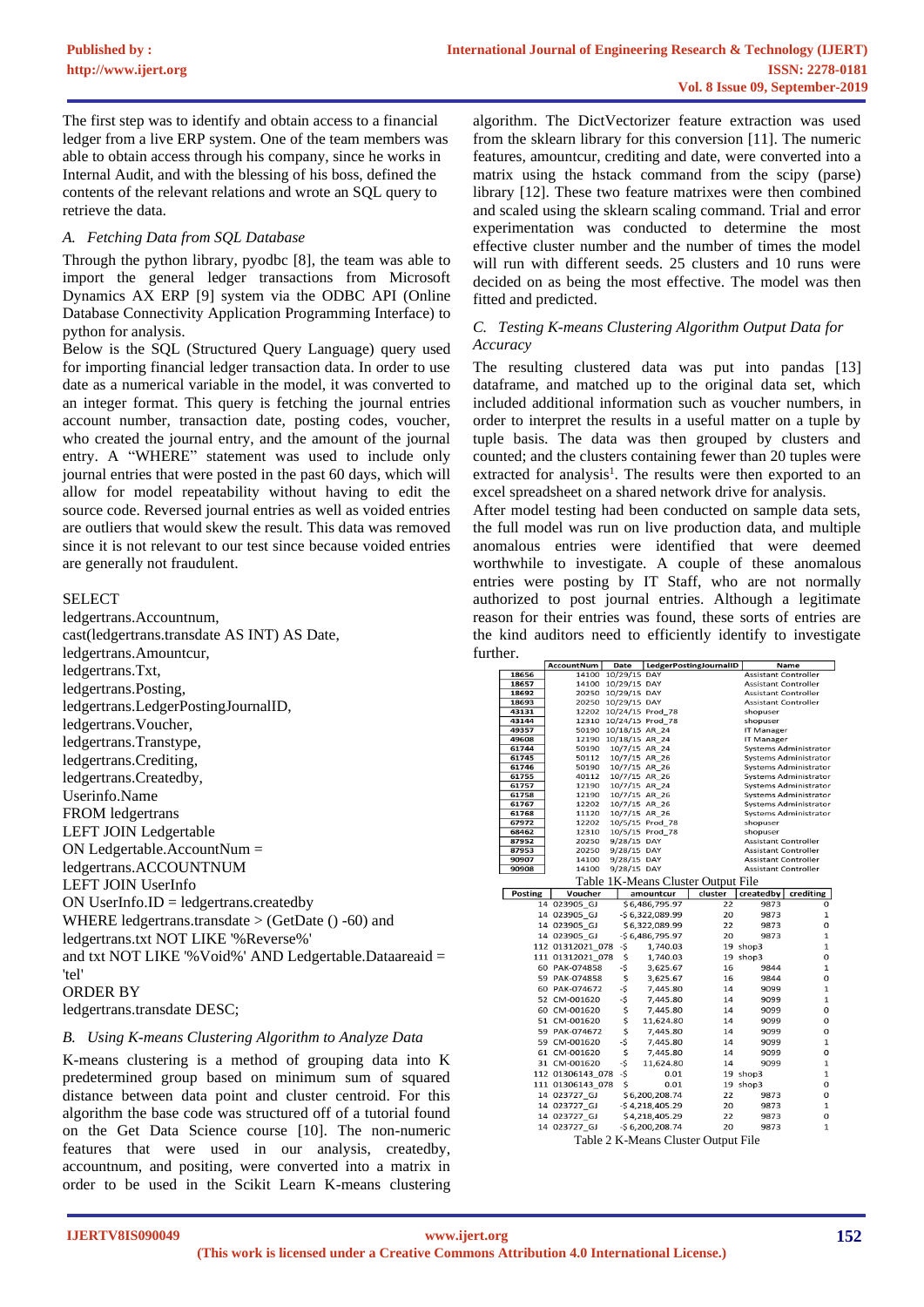The first step was to identify and obtain access to a financial ledger from a live ERP system. One of the team members was able to obtain access through his company, since he works in Internal Audit, and with the blessing of his boss, defined the contents of the relevant relations and wrote an SQL query to retrieve the data.

### *A. Fetching Data from SQL Database*

Through the python library, pyodbc [8], the team was able to import the general ledger transactions from Microsoft Dynamics AX ERP [9] system via the ODBC API (Online Database Connectivity Application Programming Interface) to python for analysis.

Below is the SQL (Structured Query Language) query used for importing financial ledger transaction data. In order to use date as a numerical variable in the model, it was converted to an integer format. This query is fetching the journal entries account number, transaction date, posting codes, voucher, who created the journal entry, and the amount of the journal entry. A "WHERE" statement was used to include only journal entries that were posted in the past 60 days, which will allow for model repeatability without having to edit the source code. Reversed journal entries as well as voided entries are outliers that would skew the result. This data was removed since it is not relevant to our test since because voided entries are generally not fraudulent.

```
SELECT
ledgertrans.Accountnum,
cast(ledgertrans.transdate AS INT) AS Date,
ledgertrans.Amountcur,
ledgertrans.Txt,
ledgertrans.Posting,
ledgertrans.LedgerPostingJournalID,
ledgertrans.Voucher,
ledgertrans.Transtype,
ledgertrans.Crediting,
ledgertrans.Createdby,
Userinfo.Name
FROM ledgertrans
LEFT JOIN Ledgertable
ON Ledgertable.AccountNum =
ledgertrans.ACCOUNTNUM
LEFT JOIN UserInfo
ON UserInfo.ID = ledgertrans.createdby
WHERE ledgertrans.transdate > (GetDate () -60) and
ledgertrans.txt NOT LIKE '%Reverse%'
and txt NOT LIKE '%Void%' AND Ledgertable.Dataareaid =
'tel'
ORDER BY
ledgertrans.transdate DESC;
```

### *B. Using K-means Clustering Algorithm to Analyze Data*

K-means clustering is a method of grouping data into K predetermined group based on minimum sum of squared distance between data point and cluster centroid. For this algorithm the base code was structured off of a tutorial found on the Get Data Science course [10]. The non-numeric features that were used in our analysis, createdby, accountnum, and positing, were converted into a matrix in order to be used in the Scikit Learn K-means clustering algorithm. The DictVectorizer feature extraction was used from the sklearn library for this conversion [11]. The numeric features, amountcur, crediting and date, were converted into a matrix using the hstack command from the scipy (parse) library [12]. These two feature matrixes were then combined and scaled using the sklearn scaling command. Trial and error experimentation was conducted to determine the most effective cluster number and the number of times the model will run with different seeds. 25 clusters and 10 runs were decided on as being the most effective. The model was then fitted and predicted.

### *C. Testing K-means Clustering Algorithm Output Data for Accuracy*

The resulting clustered data was put into pandas [13] dataframe, and matched up to the original data set, which included additional information such as voucher numbers, in order to interpret the results in a useful matter on a tuple by tuple basis. The data was then grouped by clusters and counted; and the clusters containing fewer than 20 tuples were extracted for analysis[1]. The results were then exported to an excel spreadsheet on a shared network drive for analysis.

After model testing had been conducted on sample data sets, the full model was run on live production data, and multiple anomalous entries were identified that were deemed worthwhile to investigate. A couple of these anomalous entries were posting by IT Staff, who are not normally authorized to post journal entries. Although a legitimate reason for their entries was found, these sorts of entries are the kind auditors need to efficiently identify to investigate further.

| | AccountNum | Date | LedgerPostingJournalID | Name |
|---|---|---|---|---|
| 18656 | 14100 | 10/29/15 | DAY | Assistant Controller |
| 18657 | 14100 | 10/29/15 | DAY | Assistant Controller |
| 18692 | 20250 | 10/29/15 | DAY | Assistant Controller |
| 18693 | 20250 | 10/29/15 | DAY | Assistant Controller |
| 43131 | 12202 | 10/24/15 | Prod_78 | shopuser |
| 43144 | 12310 | 10/24/15 | Prod_78 | shopuser |
| 49357 | 50190 | 10/18/15 | AR_24 | IT Manager |
| 49608 | 12190 | 10/18/15 | AR_24 | IT Manager |
| 61744 | 50190 | 10/7/15 | AR_24 | Systems Administrator |
| 61745 | 50112 | 10/7/15 | AR_26 | Systems Administrator |
| 61746 | 50190 | 10/7/15 | AR_26 | Systems Administrator |
| 61755 | 40112 | 10/7/15 | AR_26 | Systems Administrator |
| 61757 | 12190 | 10/7/15 | AR_24 | Systems Administrator |
| 61758 | 12190 | 10/7/15 | AR_26 | Systems Administrator |
| 61767 | 12202 | 10/7/15 | AR_26 | Systems Administrator |
| 61768 | 11120 | 10/7/15 | AR_26 | Systems Administrator |
| 67972 | 12202 | 10/5/15 | Prod_78 | shopuser |
| 68462 | 12310 | 10/5/15 | Prod_78 | shopuser |
| 87952 | 20250 | 9/28/15 | DAY | Assistant Controller |
| 87953 | 20250 | 9/28/15 | DAY | Assistant Controller |
| 90907 | 14100 | 9/28/15 | DAY | Assistant Controller |
| 90908 | 14100 | 9/28/15 | DAY | Assistant Controller |

Table 1K-Means Cluster Output File

| Posting | Voucher | amountcur | cluster | createdby | crediting |
|---|---|---|---|---|---|
| 14 | 023905_GJ | $6,486,795.97 | 22 | 9873 | 0 |
| 14 | 023905_GJ | -$6,322,089.99 | 20 | 9873 | 1 |
| 14 | 023905_GJ | $6,322,089.99 | 22 | 9873 | 0 |
| 14 | 023905_GJ | -$6,486,795.97 | 20 | 9873 | 1 |
| 112 | 01312021_078 | -$ 1,740.03 | 19 | shop3 | 1 |
| 111 | 01312021_078 | $ 1,740.03 | 19 | shop3 | 0 |
| 60 | PAK-074858 | -$ 3,625.67 | 16 | 9844 | 1 |
| 59 | PAK-074858 | $ 3,625.67 | 16 | 9844 | 0 |
| 60 | PAK-074672 | -$ 7,445.80 | 14 | 9099 | 1 |
| 52 | CM-001620 | -$ 7,445.80 | 14 | 9099 | 1 |
| 60 | CM-001620 | $ 7,445.80 | 14 | 9099 | 0 |
| 51 | CM-001620 | $ 11,624.80 | 14 | 9099 | 0 |
| 59 | PAK-074672 | $ 7,445.80 | 14 | 9099 | 0 |
| 59 | CM-001620 | -$ 7,445.80 | 14 | 9099 | 1 |
| 61 | CM-001620 | $ 7,445.80 | 14 | 9099 | 0 |
| 31 | CM-001620 | -$ 11,624.80 | 14 | 9099 | 1 |
| 112 | 01306143_078 | -$ 0.01 | 19 | shop3 | 1 |
| 111 | 01306143_078 | $ 0.01 | 19 | shop3 | 0 |
| 14 | 023727_GJ | $6,200,208.74 | 22 | 9873 | 0 |
| 14 | 023727_GJ | -$4,218,405.29 | 20 | 9873 | 1 |
| 14 | 023727_GJ | $4,218,405.29 | 22 | 9873 | 0 |
| 14 | 023727_GJ | -$6,200,208.74 | 20 | 9873 | 1 |

Table 2 K-Means Cluster Output File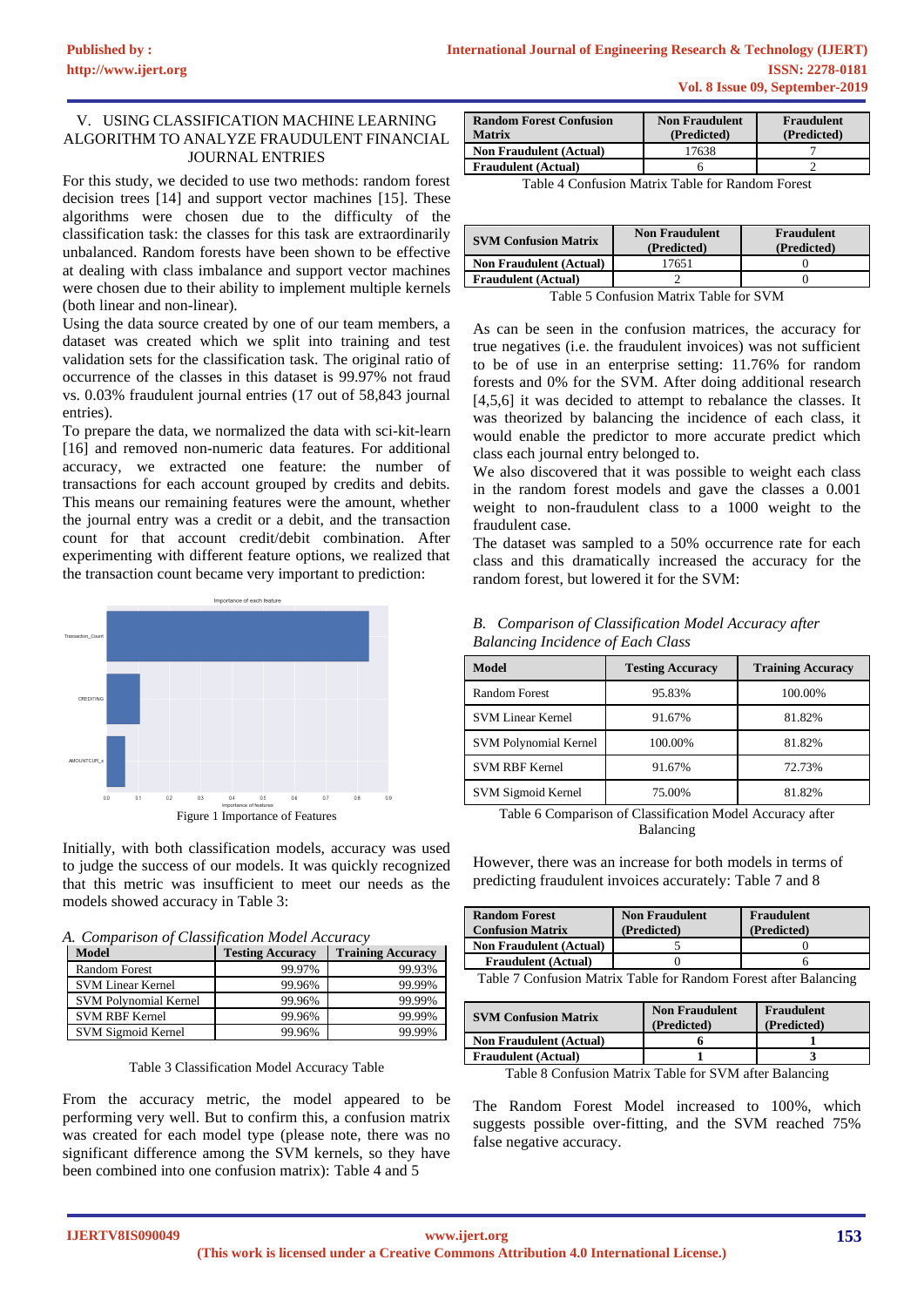## V. USING CLASSIFICATION MACHINE LEARNING ALGORITHM TO ANALYZE FRAUDULENT FINANCIAL JOURNAL ENTRIES

For this study, we decided to use two methods: random forest decision trees [14] and support vector machines [15]. These algorithms were chosen due to the difficulty of the classification task: the classes for this task are extraordinarily unbalanced. Random forests have been shown to be effective at dealing with class imbalance and support vector machines were chosen due to their ability to implement multiple kernels (both linear and non-linear).

Using the data source created by one of our team members, a dataset was created which we split into training and test validation sets for the classification task. The original ratio of occurrence of the classes in this dataset is 99.97% not fraud vs. 0.03% fraudulent journal entries (17 out of 58,843 journal entries).

To prepare the data, we normalized the data with sci-kit-learn [16] and removed non-numeric data features. For additional accuracy, we extracted one feature: the number of transactions for each account grouped by credits and debits. This means our remaining features were the amount, whether the journal entry was a credit or a debit, and the transaction count for that account credit/debit combination. After experimenting with different feature options, we realized that the transaction count became very important to prediction:

Figure 1 Importance of Features

Initially, with both classification models, accuracy was used to judge the success of our models. It was quickly recognized that this metric was insufficient to meet our needs as the models showed accuracy in Table 3:

### *A. Comparison of Classification Model Accuracy*

| Model | Testing Accuracy | Training Accuracy |
|---|---|---|
| Random Forest | 99.97% | 99.93% |
| SVM Linear Kernel | 99.96% | 99.99% |
| SVM Polynomial Kernel | 99.96% | 99.99% |
| SVM RBF Kernel | 99.96% | 99.99% |
| SVM Sigmoid Kernel | 99.96% | 99.99% |

Table 3 Classification Model Accuracy Table

From the accuracy metric, the model appeared to be performing very well. But to confirm this, a confusion matrix was created for each model type (please note, there was no significant difference among the SVM kernels, so they have been combined into one confusion matrix): Table 4 and 5

| Random Forest Confusion Matrix | Non Fraudulent (Predicted) | Fraudulent (Predicted) |
|---|---|---|
| Non Fraudulent (Actual) | 17638 | 7 |
| Fraudulent (Actual) | 6 | 2 |

Table 4 Confusion Matrix Table for Random Forest

| SVM Confusion Matrix | Non Fraudulent (Predicted) | Fraudulent (Predicted) |
|---|---|---|
| Non Fraudulent (Actual) | 17651 | 0 |
| Fraudulent (Actual) | 2 | 0 |

Table 5 Confusion Matrix Table for SVM

As can be seen in the confusion matrices, the accuracy for true negatives (i.e. the fraudulent invoices) was not sufficient to be of use in an enterprise setting: 11.76% for random forests and 0% for the SVM. After doing additional research [4,5,6] it was decided to attempt to rebalance the classes. It was theorized by balancing the incidence of each class, it would enable the predictor to more accurate predict which class each journal entry belonged to.

We also discovered that it was possible to weight each class in the random forest models and gave the classes a 0.001 weight to non-fraudulent class to a 1000 weight to the fraudulent case.

The dataset was sampled to a 50% occurrence rate for each class and this dramatically increased the accuracy for the random forest, but lowered it for the SVM:

### *B. Comparison of Classification Model Accuracy after Balancing Incidence of Each Class*

| Model | Testing Accuracy | Training Accuracy |
|---|---|---|
| Random Forest | 95.83% | 100.00% |
| SVM Linear Kernel | 91.67% | 81.82% |
| SVM Polynomial Kernel | 100.00% | 81.82% |
| SVM RBF Kernel | 91.67% | 72.73% |
| SVM Sigmoid Kernel | 75.00% | 81.82% |

Table 6 Comparison of Classification Model Accuracy after Balancing

However, there was an increase for both models in terms of predicting fraudulent invoices accurately: Table 7 and 8

| Random Forest Confusion Matrix | Non Fraudulent (Predicted) | Fraudulent (Predicted) |
|---|---|---|
| Non Fraudulent (Actual) | 5 | 0 |
| Fraudulent (Actual) | 0 | 6 |

Table 7 Confusion Matrix Table for Random Forest after Balancing

| SVM Confusion Matrix | Non Fraudulent (Predicted) | Fraudulent (Predicted) |
|---|---|---|
| Non Fraudulent (Actual) | 6 | 1 |
| Fraudulent (Actual) | 1 | 3 |

Table 8 Confusion Matrix Table for SVM after Balancing

The Random Forest Model increased to 100%, which suggests possible over-fitting, and the SVM reached 75% false negative accuracy.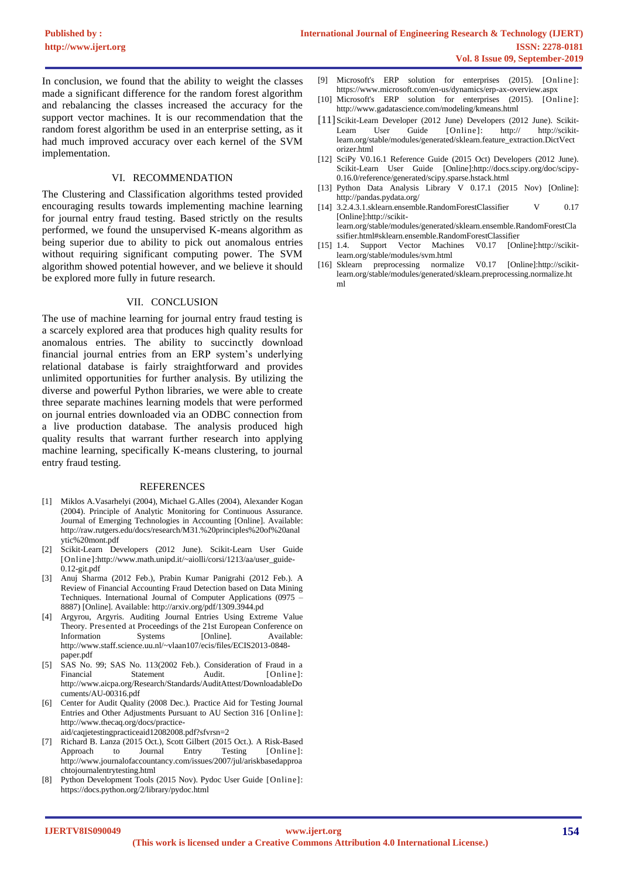In conclusion, we found that the ability to weight the classes made a significant difference for the random forest algorithm and rebalancing the classes increased the accuracy for the support vector machines. It is our recommendation that the random forest algorithm be used in an enterprise setting, as it had much improved accuracy over each kernel of the SVM implementation.

## VI. RECOMMENDATION

The Clustering and Classification algorithms tested provided encouraging results towards implementing machine learning for journal entry fraud testing. Based strictly on the results performed, we found the unsupervised K-means algorithm as being superior due to ability to pick out anomalous entries without requiring significant computing power. The SVM algorithm showed potential however, and we believe it should be explored more fully in future research.

## VII. CONCLUSION

The use of machine learning for journal entry fraud testing is a scarcely explored area that produces high quality results for anomalous entries. The ability to succinctly download financial journal entries from an ERP system's underlying relational database is fairly straightforward and provides unlimited opportunities for further analysis. By utilizing the diverse and powerful Python libraries, we were able to create three separate machines learning models that were performed on journal entries downloaded via an ODBC connection from a live production database. The analysis produced high quality results that warrant further research into applying machine learning, specifically K-means clustering, to journal entry fraud testing.

## REFERENCES

[1] Miklos A.Vasarhelyi (2004), Michael G.Alles (2004), Alexander Kogan (2004). Principle of Analytic Monitoring for Continuous Assurance. Journal of Emerging Technologies in Accounting [Online]. Available: http://raw.rutgers.edu/docs/research/M31.%20principles%20of%20analytic%20mont.pdf

[2] Scikit-Learn Developers (2012 June). Scikit-Learn User Guide [Online]:http://www.math.unipd.it/~aiolli/corsi/1213/aa/user_guide-0.12-git.pdf

[3] Anuj Sharma (2012 Feb.), Prabin Kumar Panigrahi (2012 Feb.). A Review of Financial Accounting Fraud Detection based on Data Mining Techniques. International Journal of Computer Applications (0975 – 8887) [Online]. Available: http://arxiv.org/pdf/1309.3944.pd

[4] Argyrou, Argyris. Auditing Journal Entries Using Extreme Value Theory. Presented at Proceedings of the 21st European Conference on Information Systems [Online]. Available: http://www.staff.science.uu.nl/~vlaan107/ecis/files/ECIS2013-0848-paper.pdf

[5] SAS No. 99; SAS No. 113(2002 Feb.). Consideration of Fraud in a Financial Statement Audit. [Online]: http://www.aicpa.org/Research/Standards/AuditAttest/DownloadableDocuments/AU-00316.pdf

[6] Center for Audit Quality (2008 Dec.). Practice Aid for Testing Journal Entries and Other Adjustments Pursuant to AU Section 316 [Online]: http://www.thecaq.org/docs/practice-aid/caqjetestingpracticeaid12082008.pdf?sfvrsn=2

[7] Richard B. Lanza (2015 Oct.), Scott Gilbert (2015 Oct.). A Risk-Based Approach to Journal Entry Testing [Online]: http://www.journalofaccountancy.com/issues/2007/jul/ariskbasedapproachtojournalentrytesting.html

[8] Python Development Tools (2015 Nov). Pydoc User Guide [Online]: https://docs.python.org/2/library/pydoc.html

[9] Microsoft's ERP solution for enterprises (2015). [Online]: https://www.microsoft.com/en-us/dynamics/erp-ax-overview.aspx

[10] Microsoft's ERP solution for enterprises (2015). [Online]: http://www.gadatascience.com/modeling/kmeans.html

[11] Scikit-Learn Developer (2012 June) Developers (2012 June). Scikit-Learn User Guide [Online]: http:// http://scikit-learn.org/stable/modules/generated/sklearn.feature_extraction.DictVectorizer.html

[12] SciPy V0.16.1 Reference Guide (2015 Oct) Developers (2012 June). Scikit-Learn User Guide [Online]:http://docs.scipy.org/doc/scipy-0.16.0/reference/generated/scipy.sparse.hstack.html

[13] Python Data Analysis Library V 0.17.1 (2015 Nov) [Online]: http://pandas.pydata.org/

[14] 3.2.4.3.1.sklearn.ensemble.RandomForestClassifier V 0.17 [Online]:http://scikit-learn.org/stable/modules/generated/sklearn.ensemble.RandomForestClassifier.html#sklearn.ensemble.RandomForestClassifier

[15] 1.4. Support Vector Machines V0.17 [Online]:http://scikit-learn.org/stable/modules/svm.html

[16] Sklearn preprocessing normalize V0.17 [Online]:http://scikit-learn.org/stable/modules/generated/sklearn.preprocessing.normalize.html